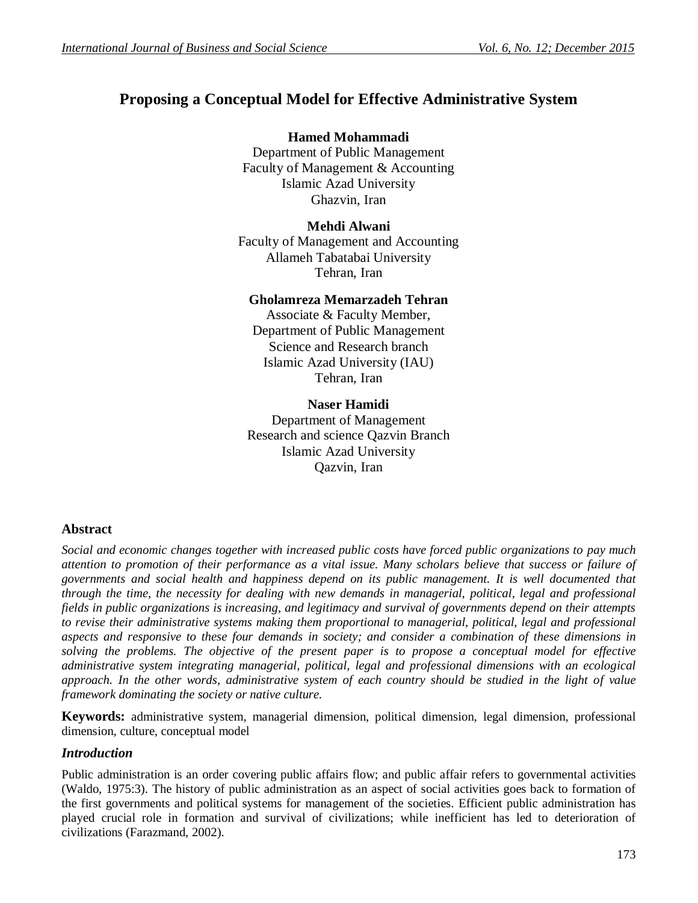# Proposing a Conceptual Model for Effective Administrative System

**Hamed Mohammadi**
Department of Public Management
Faculty of Management & Accounting
Islamic Azad University
Ghazvin, Iran

**Mehdi Alwani**
Faculty of Management and Accounting
Allameh Tabatabai University
Tehran, Iran

**Gholamreza Memarzadeh Tehran**
Associate & Faculty Member,
Department of Public Management
Science and Research branch
Islamic Azad University (IAU)
Tehran, Iran

**Naser Hamidi**
Department of Management
Research and science Qazvin Branch
Islamic Azad University
Qazvin, Iran

## Abstract

*Social and economic changes together with increased public costs have forced public organizations to pay much attention to promotion of their performance as a vital issue. Many scholars believe that success or failure of governments and social health and happiness depend on its public management. It is well documented that through the time, the necessity for dealing with new demands in managerial, political, legal and professional fields in public organizations is increasing, and legitimacy and survival of governments depend on their attempts to revise their administrative systems making them proportional to managerial, political, legal and professional aspects and responsive to these four demands in society; and consider a combination of these dimensions in solving the problems. The objective of the present paper is to propose a conceptual model for effective administrative system integrating managerial, political, legal and professional dimensions with an ecological approach. In the other words, administrative system of each country should be studied in the light of value framework dominating the society or native culture.*

**Keywords:** administrative system, managerial dimension, political dimension, legal dimension, professional dimension, culture, conceptual model

## *Introduction*

Public administration is an order covering public affairs flow; and public affair refers to governmental activities (Waldo, 1975:3). The history of public administration as an aspect of social activities goes back to formation of the first governments and political systems for management of the societies. Efficient public administration has played crucial role in formation and survival of civilizations; while inefficient has led to deterioration of civilizations (Farazmand, 2002).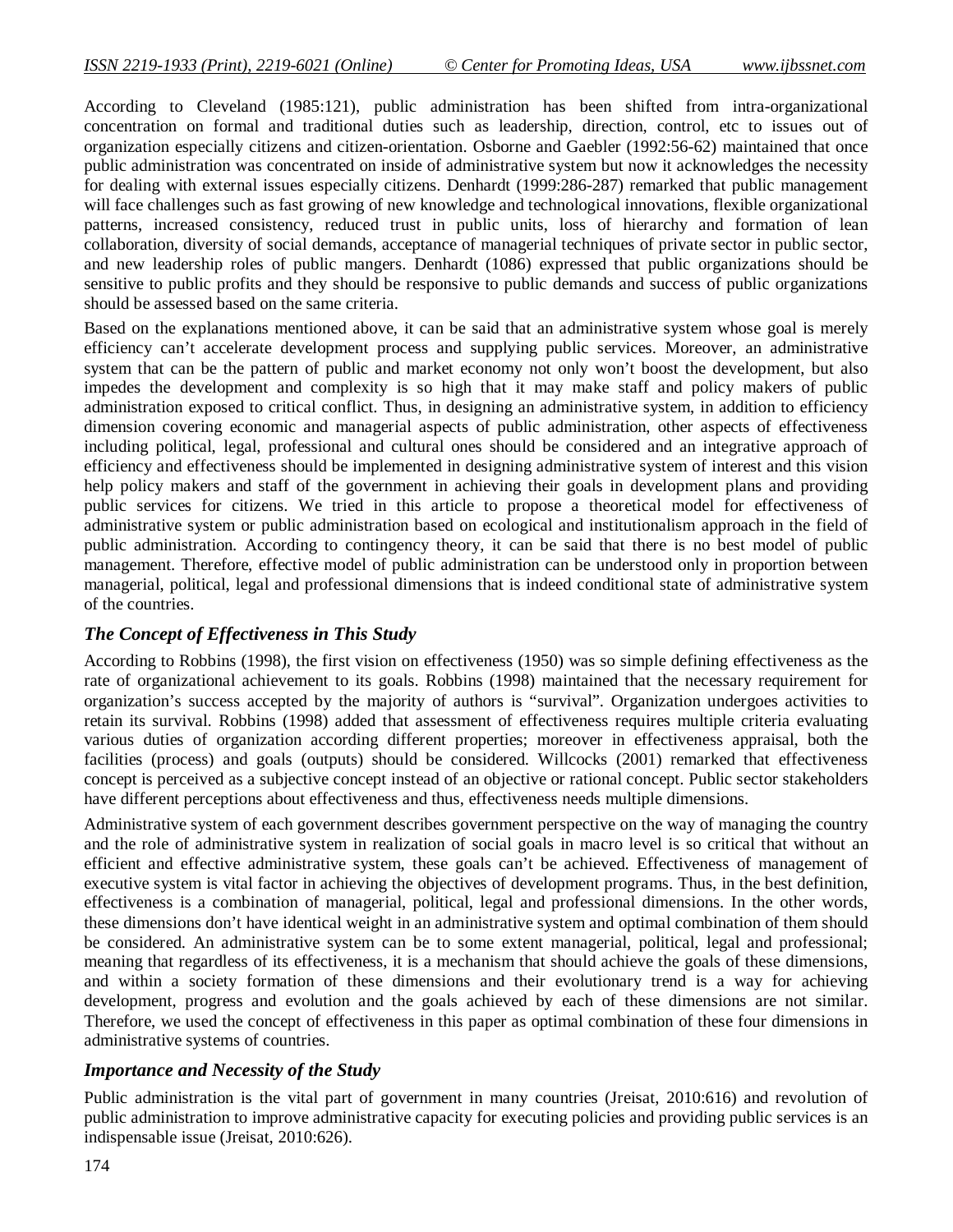According to Cleveland (1985:121), public administration has been shifted from intra-organizational concentration on formal and traditional duties such as leadership, direction, control, etc to issues out of organization especially citizens and citizen-orientation. Osborne and Gaebler (1992:56-62) maintained that once public administration was concentrated on inside of administrative system but now it acknowledges the necessity for dealing with external issues especially citizens. Denhardt (1999:286-287) remarked that public management will face challenges such as fast growing of new knowledge and technological innovations, flexible organizational patterns, increased consistency, reduced trust in public units, loss of hierarchy and formation of lean collaboration, diversity of social demands, acceptance of managerial techniques of private sector in public sector, and new leadership roles of public mangers. Denhardt (1086) expressed that public organizations should be sensitive to public profits and they should be responsive to public demands and success of public organizations should be assessed based on the same criteria.

Based on the explanations mentioned above, it can be said that an administrative system whose goal is merely efficiency can't accelerate development process and supplying public services. Moreover, an administrative system that can be the pattern of public and market economy not only won't boost the development, but also impedes the development and complexity is so high that it may make staff and policy makers of public administration exposed to critical conflict. Thus, in designing an administrative system, in addition to efficiency dimension covering economic and managerial aspects of public administration, other aspects of effectiveness including political, legal, professional and cultural ones should be considered and an integrative approach of efficiency and effectiveness should be implemented in designing administrative system of interest and this vision help policy makers and staff of the government in achieving their goals in development plans and providing public services for citizens. We tried in this article to propose a theoretical model for effectiveness of administrative system or public administration based on ecological and institutionalism approach in the field of public administration. According to contingency theory, it can be said that there is no best model of public management. Therefore, effective model of public administration can be understood only in proportion between managerial, political, legal and professional dimensions that is indeed conditional state of administrative system of the countries.

### *The Concept of Effectiveness in This Study*

According to Robbins (1998), the first vision on effectiveness (1950) was so simple defining effectiveness as the rate of organizational achievement to its goals. Robbins (1998) maintained that the necessary requirement for organization's success accepted by the majority of authors is "survival". Organization undergoes activities to retain its survival. Robbins (1998) added that assessment of effectiveness requires multiple criteria evaluating various duties of organization according different properties; moreover in effectiveness appraisal, both the facilities (process) and goals (outputs) should be considered. Willcocks (2001) remarked that effectiveness concept is perceived as a subjective concept instead of an objective or rational concept. Public sector stakeholders have different perceptions about effectiveness and thus, effectiveness needs multiple dimensions.

Administrative system of each government describes government perspective on the way of managing the country and the role of administrative system in realization of social goals in macro level is so critical that without an efficient and effective administrative system, these goals can't be achieved. Effectiveness of management of executive system is vital factor in achieving the objectives of development programs. Thus, in the best definition, effectiveness is a combination of managerial, political, legal and professional dimensions. In the other words, these dimensions don't have identical weight in an administrative system and optimal combination of them should be considered. An administrative system can be to some extent managerial, political, legal and professional; meaning that regardless of its effectiveness, it is a mechanism that should achieve the goals of these dimensions, and within a society formation of these dimensions and their evolutionary trend is a way for achieving development, progress and evolution and the goals achieved by each of these dimensions are not similar. Therefore, we used the concept of effectiveness in this paper as optimal combination of these four dimensions in administrative systems of countries.

### *Importance and Necessity of the Study*

Public administration is the vital part of government in many countries (Jreisat, 2010:616) and revolution of public administration to improve administrative capacity for executing policies and providing public services is an indispensable issue (Jreisat, 2010:626).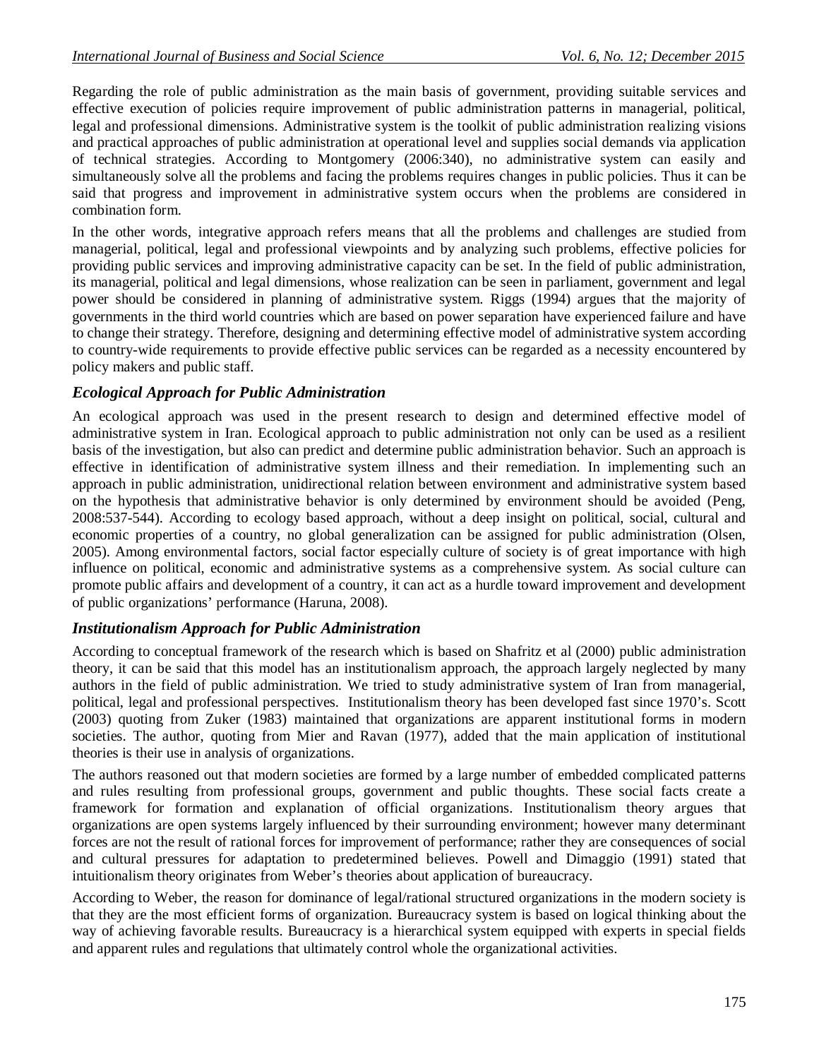Regarding the role of public administration as the main basis of government, providing suitable services and effective execution of policies require improvement of public administration patterns in managerial, political, legal and professional dimensions. Administrative system is the toolkit of public administration realizing visions and practical approaches of public administration at operational level and supplies social demands via application of technical strategies. According to Montgomery (2006:340), no administrative system can easily and simultaneously solve all the problems and facing the problems requires changes in public policies. Thus it can be said that progress and improvement in administrative system occurs when the problems are considered in combination form.

In the other words, integrative approach refers means that all the problems and challenges are studied from managerial, political, legal and professional viewpoints and by analyzing such problems, effective policies for providing public services and improving administrative capacity can be set. In the field of public administration, its managerial, political and legal dimensions, whose realization can be seen in parliament, government and legal power should be considered in planning of administrative system. Riggs (1994) argues that the majority of governments in the third world countries which are based on power separation have experienced failure and have to change their strategy. Therefore, designing and determining effective model of administrative system according to country-wide requirements to provide effective public services can be regarded as a necessity encountered by policy makers and public staff.

### *Ecological Approach for Public Administration*

An ecological approach was used in the present research to design and determined effective model of administrative system in Iran. Ecological approach to public administration not only can be used as a resilient basis of the investigation, but also can predict and determine public administration behavior. Such an approach is effective in identification of administrative system illness and their remediation. In implementing such an approach in public administration, unidirectional relation between environment and administrative system based on the hypothesis that administrative behavior is only determined by environment should be avoided (Peng, 2008:537-544). According to ecology based approach, without a deep insight on political, social, cultural and economic properties of a country, no global generalization can be assigned for public administration (Olsen, 2005). Among environmental factors, social factor especially culture of society is of great importance with high influence on political, economic and administrative systems as a comprehensive system. As social culture can promote public affairs and development of a country, it can act as a hurdle toward improvement and development of public organizations' performance (Haruna, 2008).

### *Institutionalism Approach for Public Administration*

According to conceptual framework of the research which is based on Shafritz et al (2000) public administration theory, it can be said that this model has an institutionalism approach, the approach largely neglected by many authors in the field of public administration. We tried to study administrative system of Iran from managerial, political, legal and professional perspectives. Institutionalism theory has been developed fast since 1970's. Scott (2003) quoting from Zuker (1983) maintained that organizations are apparent institutional forms in modern societies. The author, quoting from Mier and Ravan (1977), added that the main application of institutional theories is their use in analysis of organizations.

The authors reasoned out that modern societies are formed by a large number of embedded complicated patterns and rules resulting from professional groups, government and public thoughts. These social facts create a framework for formation and explanation of official organizations. Institutionalism theory argues that organizations are open systems largely influenced by their surrounding environment; however many determinant forces are not the result of rational forces for improvement of performance; rather they are consequences of social and cultural pressures for adaptation to predetermined believes. Powell and Dimaggio (1991) stated that intuitionalism theory originates from Weber's theories about application of bureaucracy.

According to Weber, the reason for dominance of legal/rational structured organizations in the modern society is that they are the most efficient forms of organization. Bureaucracy system is based on logical thinking about the way of achieving favorable results. Bureaucracy is a hierarchical system equipped with experts in special fields and apparent rules and regulations that ultimately control whole the organizational activities.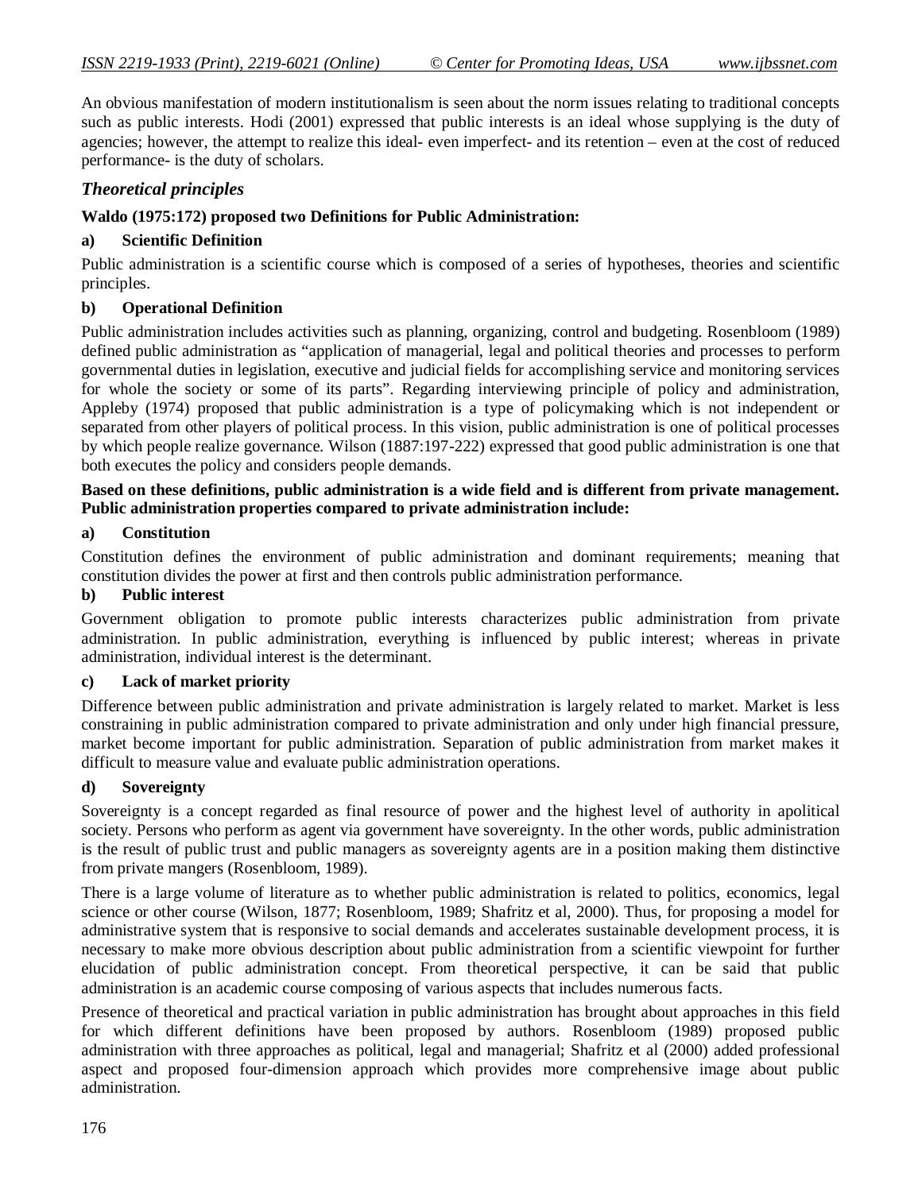An obvious manifestation of modern institutionalism is seen about the norm issues relating to traditional concepts such as public interests. Hodi (2001) expressed that public interests is an ideal whose supplying is the duty of agencies; however, the attempt to realize this ideal- even imperfect- and its retention – even at the cost of reduced performance- is the duty of scholars.

### *Theoretical principles*

**Waldo (1975:172) proposed two Definitions for Public Administration:**

**a) Scientific Definition**

Public administration is a scientific course which is composed of a series of hypotheses, theories and scientific principles.

**b) Operational Definition**

Public administration includes activities such as planning, organizing, control and budgeting. Rosenbloom (1989) defined public administration as "application of managerial, legal and political theories and processes to perform governmental duties in legislation, executive and judicial fields for accomplishing service and monitoring services for whole the society or some of its parts". Regarding interviewing principle of policy and administration, Appleby (1974) proposed that public administration is a type of policymaking which is not independent or separated from other players of political process. In this vision, public administration is one of political processes by which people realize governance. Wilson (1887:197-222) expressed that good public administration is one that both executes the policy and considers people demands.

**Based on these definitions, public administration is a wide field and is different from private management. Public administration properties compared to private administration include:**

**a) Constitution**

Constitution defines the environment of public administration and dominant requirements; meaning that constitution divides the power at first and then controls public administration performance.

**b) Public interest**

Government obligation to promote public interests characterizes public administration from private administration. In public administration, everything is influenced by public interest; whereas in private administration, individual interest is the determinant.

**c) Lack of market priority**

Difference between public administration and private administration is largely related to market. Market is less constraining in public administration compared to private administration and only under high financial pressure, market become important for public administration. Separation of public administration from market makes it difficult to measure value and evaluate public administration operations.

**d) Sovereignty**

Sovereignty is a concept regarded as final resource of power and the highest level of authority in apolitical society. Persons who perform as agent via government have sovereignty. In the other words, public administration is the result of public trust and public managers as sovereignty agents are in a position making them distinctive from private mangers (Rosenbloom, 1989).

There is a large volume of literature as to whether public administration is related to politics, economics, legal science or other course (Wilson, 1877; Rosenbloom, 1989; Shafritz et al, 2000). Thus, for proposing a model for administrative system that is responsive to social demands and accelerates sustainable development process, it is necessary to make more obvious description about public administration from a scientific viewpoint for further elucidation of public administration concept. From theoretical perspective, it can be said that public administration is an academic course composing of various aspects that includes numerous facts.

Presence of theoretical and practical variation in public administration has brought about approaches in this field for which different definitions have been proposed by authors. Rosenbloom (1989) proposed public administration with three approaches as political, legal and managerial; Shafritz et al (2000) added professional aspect and proposed four-dimension approach which provides more comprehensive image about public administration.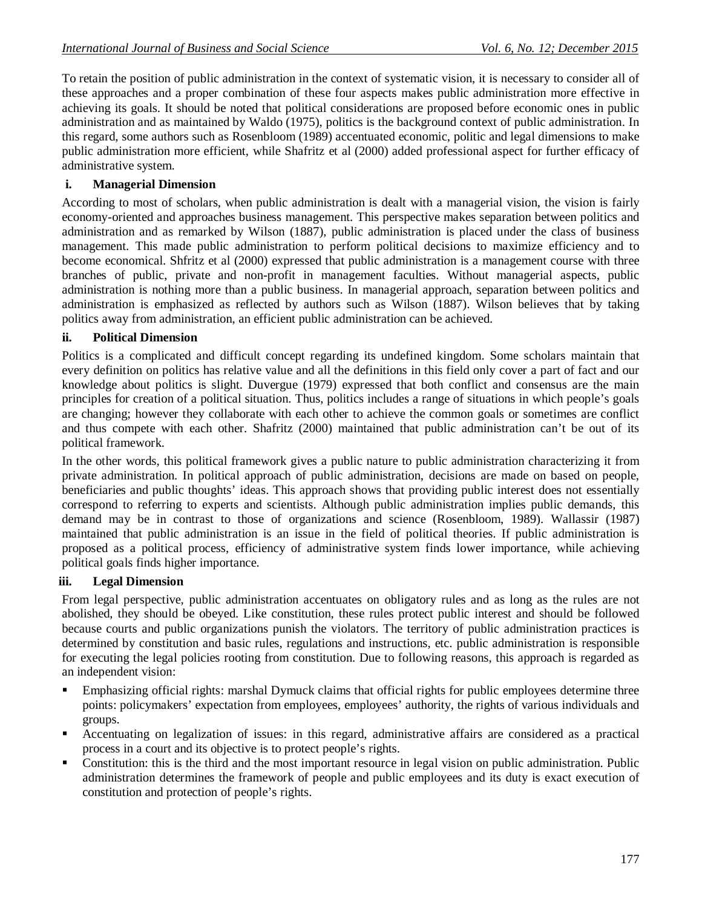To retain the position of public administration in the context of systematic vision, it is necessary to consider all of these approaches and a proper combination of these four aspects makes public administration more effective in achieving its goals. It should be noted that political considerations are proposed before economic ones in public administration and as maintained by Waldo (1975), politics is the background context of public administration. In this regard, some authors such as Rosenbloom (1989) accentuated economic, politic and legal dimensions to make public administration more efficient, while Shafritz et al (2000) added professional aspect for further efficacy of administrative system.

### i. Managerial Dimension

According to most of scholars, when public administration is dealt with a managerial vision, the vision is fairly economy-oriented and approaches business management. This perspective makes separation between politics and administration and as remarked by Wilson (1887), public administration is placed under the class of business management. This made public administration to perform political decisions to maximize efficiency and to become economical. Shfritz et al (2000) expressed that public administration is a management course with three branches of public, private and non-profit in management faculties. Without managerial aspects, public administration is nothing more than a public business. In managerial approach, separation between politics and administration is emphasized as reflected by authors such as Wilson (1887). Wilson believes that by taking politics away from administration, an efficient public administration can be achieved.

### ii. Political Dimension

Politics is a complicated and difficult concept regarding its undefined kingdom. Some scholars maintain that every definition on politics has relative value and all the definitions in this field only cover a part of fact and our knowledge about politics is slight. Duvergue (1979) expressed that both conflict and consensus are the main principles for creation of a political situation. Thus, politics includes a range of situations in which people's goals are changing; however they collaborate with each other to achieve the common goals or sometimes are conflict and thus compete with each other. Shafritz (2000) maintained that public administration can't be out of its political framework.

In the other words, this political framework gives a public nature to public administration characterizing it from private administration. In political approach of public administration, decisions are made on based on people, beneficiaries and public thoughts' ideas. This approach shows that providing public interest does not essentially correspond to referring to experts and scientists. Although public administration implies public demands, this demand may be in contrast to those of organizations and science (Rosenbloom, 1989). Wallassir (1987) maintained that public administration is an issue in the field of political theories. If public administration is proposed as a political process, efficiency of administrative system finds lower importance, while achieving political goals finds higher importance.

### iii. Legal Dimension

From legal perspective, public administration accentuates on obligatory rules and as long as the rules are not abolished, they should be obeyed. Like constitution, these rules protect public interest and should be followed because courts and public organizations punish the violators. The territory of public administration practices is determined by constitution and basic rules, regulations and instructions, etc. public administration is responsible for executing the legal policies rooting from constitution. Due to following reasons, this approach is regarded as an independent vision:

- Emphasizing official rights: marshal Dymuck claims that official rights for public employees determine three points: policymakers' expectation from employees, employees' authority, the rights of various individuals and groups.
- Accentuating on legalization of issues: in this regard, administrative affairs are considered as a practical process in a court and its objective is to protect people's rights.
- Constitution: this is the third and the most important resource in legal vision on public administration. Public administration determines the framework of people and public employees and its duty is exact execution of constitution and protection of people's rights.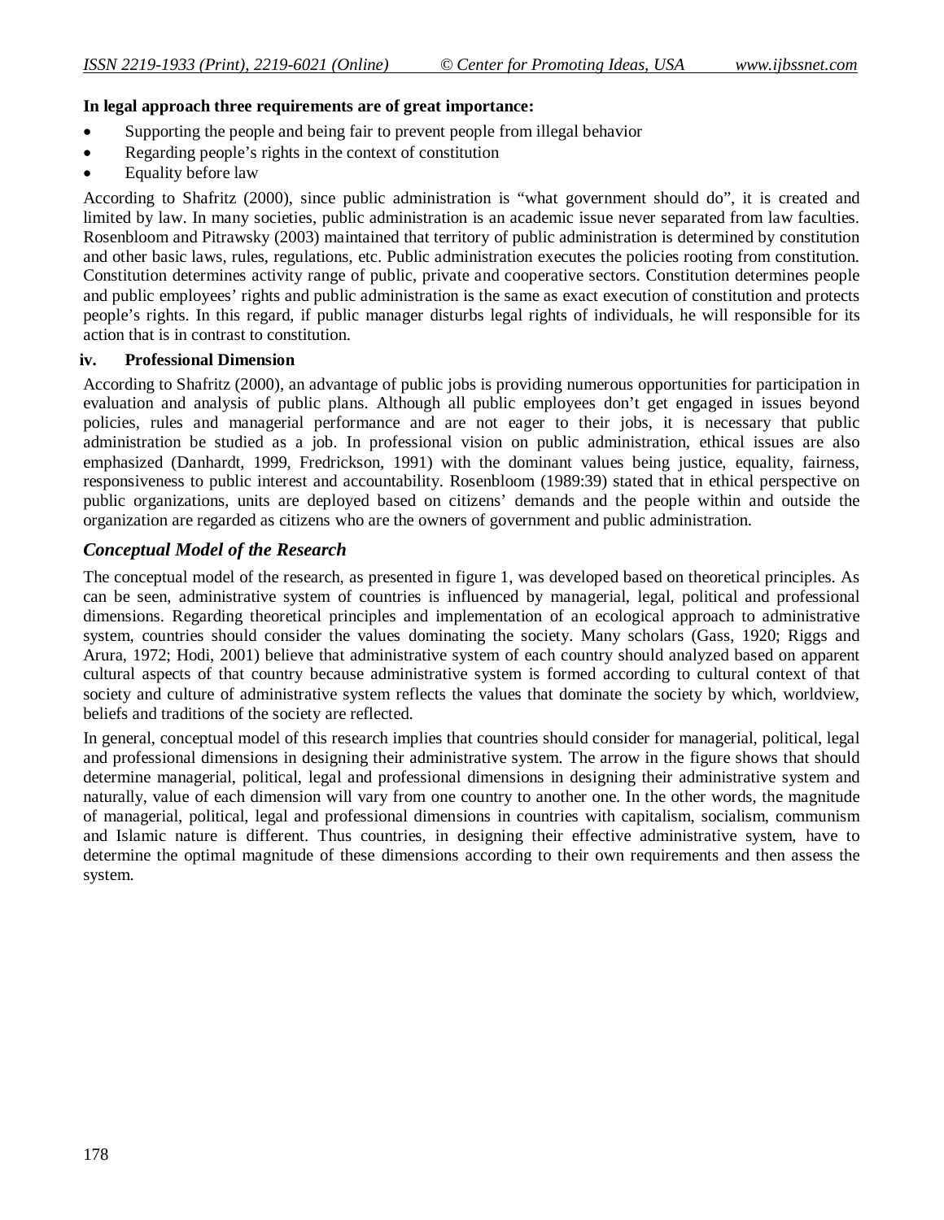**In legal approach three requirements are of great importance:**

- Supporting the people and being fair to prevent people from illegal behavior
- Regarding people's rights in the context of constitution
- Equality before law

According to Shafritz (2000), since public administration is "what government should do", it is created and limited by law. In many societies, public administration is an academic issue never separated from law faculties. Rosenbloom and Pitrawsky (2003) maintained that territory of public administration is determined by constitution and other basic laws, rules, regulations, etc. Public administration executes the policies rooting from constitution. Constitution determines activity range of public, private and cooperative sectors. Constitution determines people and public employees' rights and public administration is the same as exact execution of constitution and protects people's rights. In this regard, if public manager disturbs legal rights of individuals, he will responsible for its action that is in contrast to constitution.

### iv. Professional Dimension

According to Shafritz (2000), an advantage of public jobs is providing numerous opportunities for participation in evaluation and analysis of public plans. Although all public employees don't get engaged in issues beyond policies, rules and managerial performance and are not eager to their jobs, it is necessary that public administration be studied as a job. In professional vision on public administration, ethical issues are also emphasized (Danhardt, 1999, Fredrickson, 1991) with the dominant values being justice, equality, fairness, responsiveness to public interest and accountability. Rosenbloom (1989:39) stated that in ethical perspective on public organizations, units are deployed based on citizens' demands and the people within and outside the organization are regarded as citizens who are the owners of government and public administration.

## *Conceptual Model of the Research*

The conceptual model of the research, as presented in figure 1, was developed based on theoretical principles. As can be seen, administrative system of countries is influenced by managerial, legal, political and professional dimensions. Regarding theoretical principles and implementation of an ecological approach to administrative system, countries should consider the values dominating the society. Many scholars (Gass, 1920; Riggs and Arura, 1972; Hodi, 2001) believe that administrative system of each country should analyzed based on apparent cultural aspects of that country because administrative system is formed according to cultural context of that society and culture of administrative system reflects the values that dominate the society by which, worldview, beliefs and traditions of the society are reflected.

In general, conceptual model of this research implies that countries should consider for managerial, political, legal and professional dimensions in designing their administrative system. The arrow in the figure shows that should determine managerial, political, legal and professional dimensions in designing their administrative system and naturally, value of each dimension will vary from one country to another one. In the other words, the magnitude of managerial, political, legal and professional dimensions in countries with capitalism, socialism, communism and Islamic nature is different. Thus countries, in designing their effective administrative system, have to determine the optimal magnitude of these dimensions according to their own requirements and then assess the system.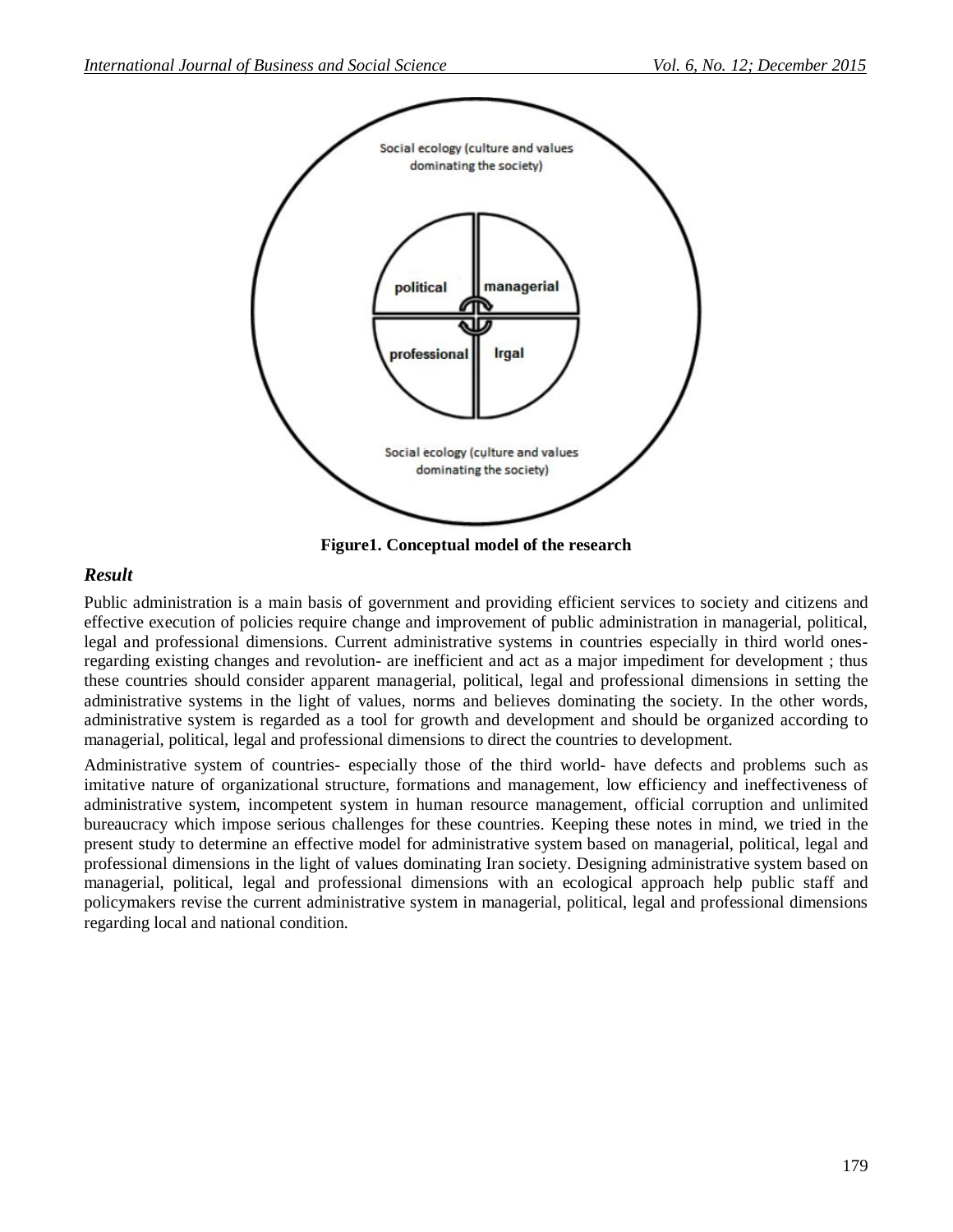Social ecology (culture and values dominating the society)

political

managerial

professional

lrgal

Social ecology (culture and values dominating the society)

**Figure1. Conceptual model of the research**

### *Result*

Public administration is a main basis of government and providing efficient services to society and citizens and effective execution of policies require change and improvement of public administration in managerial, political, legal and professional dimensions. Current administrative systems in countries especially in third world ones- regarding existing changes and revolution- are inefficient and act as a major impediment for development ; thus these countries should consider apparent managerial, political, legal and professional dimensions in setting the administrative systems in the light of values, norms and believes dominating the society. In the other words, administrative system is regarded as a tool for growth and development and should be organized according to managerial, political, legal and professional dimensions to direct the countries to development.

Administrative system of countries- especially those of the third world- have defects and problems such as imitative nature of organizational structure, formations and management, low efficiency and ineffectiveness of administrative system, incompetent system in human resource management, official corruption and unlimited bureaucracy which impose serious challenges for these countries. Keeping these notes in mind, we tried in the present study to determine an effective model for administrative system based on managerial, political, legal and professional dimensions in the light of values dominating Iran society. Designing administrative system based on managerial, political, legal and professional dimensions with an ecological approach help public staff and policymakers revise the current administrative system in managerial, political, legal and professional dimensions regarding local and national condition.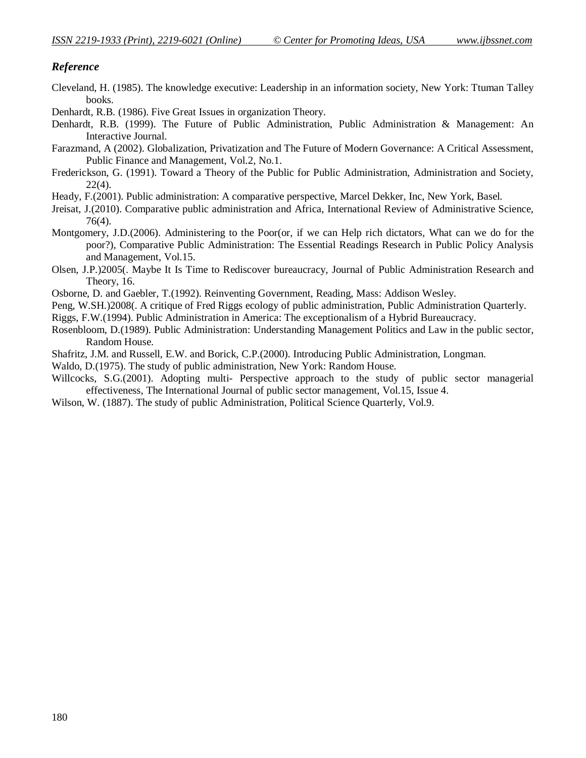### *Reference*

Cleveland, H. (1985). The knowledge executive: Leadership in an information society, New York: Ttuman Talley books.

Denhardt, R.B. (1986). Five Great Issues in organization Theory.

Denhardt, R.B. (1999). The Future of Public Administration, Public Administration & Management: An Interactive Journal.

Farazmand, A (2002). Globalization, Privatization and The Future of Modern Governance: A Critical Assessment, Public Finance and Management, Vol.2, No.1.

Frederickson, G. (1991). Toward a Theory of the Public for Public Administration, Administration and Society, 22(4).

Heady, F.(2001). Public administration: A comparative perspective, Marcel Dekker, Inc, New York, Basel.

Jreisat, J.(2010). Comparative public administration and Africa, International Review of Administrative Science, 76(4).

Montgomery, J.D.(2006). Administering to the Poor(or, if we can Help rich dictators, What can we do for the poor?), Comparative Public Administration: The Essential Readings Research in Public Policy Analysis and Management, Vol.15.

Olsen, J.P.)2005(. Maybe It Is Time to Rediscover bureaucracy, Journal of Public Administration Research and Theory, 16.

Osborne, D. and Gaebler, T.(1992). Reinventing Government, Reading, Mass: Addison Wesley.

Peng, W.SH.)2008(. A critique of Fred Riggs ecology of public administration, Public Administration Quarterly.

Riggs, F.W.(1994). Public Administration in America: The exceptionalism of a Hybrid Bureaucracy.

Rosenbloom, D.(1989). Public Administration: Understanding Management Politics and Law in the public sector, Random House.

Shafritz, J.M. and Russell, E.W. and Borick, C.P.(2000). Introducing Public Administration, Longman.

Waldo, D.(1975). The study of public administration, New York: Random House.

Willcocks, S.G.(2001). Adopting multi- Perspective approach to the study of public sector managerial effectiveness, The International Journal of public sector management, Vol.15, Issue 4.

Wilson, W. (1887). The study of public Administration, Political Science Quarterly, Vol.9.